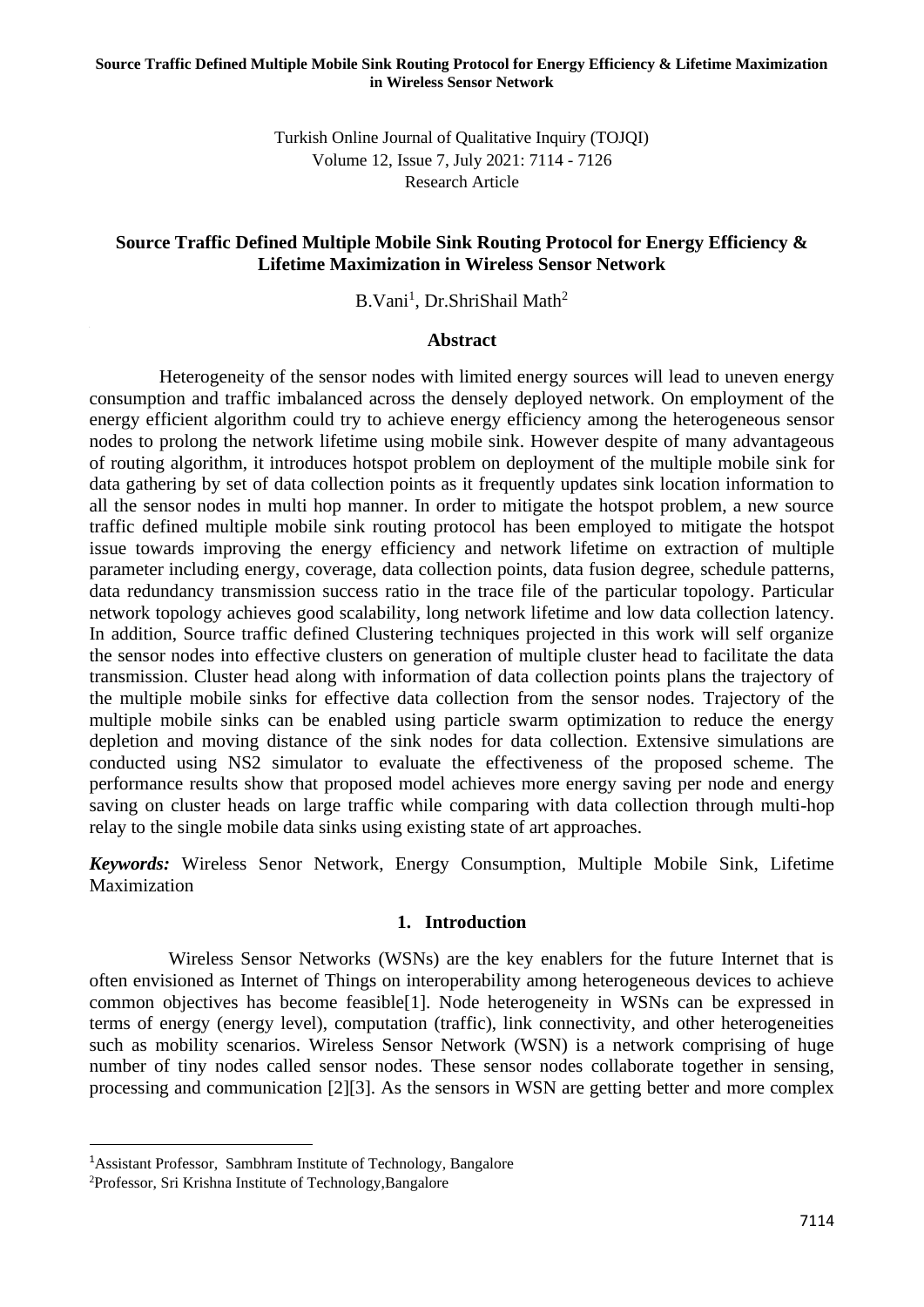Turkish Online Journal of Qualitative Inquiry (TOJQI)
Volume 12, Issue 7, July 2021: 7114 - 7126
Research Article

# Source Traffic Defined Multiple Mobile Sink Routing Protocol for Energy Efficiency & Lifetime Maximization in Wireless Sensor Network

B.Vani[1], Dr.ShriShail Math[2]

## Abstract

Heterogeneity of the sensor nodes with limited energy sources will lead to uneven energy consumption and traffic imbalanced across the densely deployed network. On employment of the energy efficient algorithm could try to achieve energy efficiency among the heterogeneous sensor nodes to prolong the network lifetime using mobile sink. However despite of many advantageous of routing algorithm, it introduces hotspot problem on deployment of the multiple mobile sink for data gathering by set of data collection points as it frequently updates sink location information to all the sensor nodes in multi hop manner. In order to mitigate the hotspot problem, a new source traffic defined multiple mobile sink routing protocol has been employed to mitigate the hotspot issue towards improving the energy efficiency and network lifetime on extraction of multiple parameter including energy, coverage, data collection points, data fusion degree, schedule patterns, data redundancy transmission success ratio in the trace file of the particular topology. Particular network topology achieves good scalability, long network lifetime and low data collection latency. In addition, Source traffic defined Clustering techniques projected in this work will self organize the sensor nodes into effective clusters on generation of multiple cluster head to facilitate the data transmission. Cluster head along with information of data collection points plans the trajectory of the multiple mobile sinks for effective data collection from the sensor nodes. Trajectory of the multiple mobile sinks can be enabled using particle swarm optimization to reduce the energy depletion and moving distance of the sink nodes for data collection. Extensive simulations are conducted using NS2 simulator to evaluate the effectiveness of the proposed scheme. The performance results show that proposed model achieves more energy saving per node and energy saving on cluster heads on large traffic while comparing with data collection through multi-hop relay to the single mobile data sinks using existing state of art approaches.

***Keywords:*** Wireless Senor Network, Energy Consumption, Multiple Mobile Sink, Lifetime Maximization

## 1. Introduction

Wireless Sensor Networks (WSNs) are the key enablers for the future Internet that is often envisioned as Internet of Things on interoperability among heterogeneous devices to achieve common objectives has become feasible[1]. Node heterogeneity in WSNs can be expressed in terms of energy (energy level), computation (traffic), link connectivity, and other heterogeneities such as mobility scenarios. Wireless Sensor Network (WSN) is a network comprising of huge number of tiny nodes called sensor nodes. These sensor nodes collaborate together in sensing, processing and communication [2][3]. As the sensors in WSN are getting better and more complex

---

[1]Assistant Professor, Sambhram Institute of Technology, Bangalore

[2]Professor, Sri Krishna Institute of Technology,Bangalore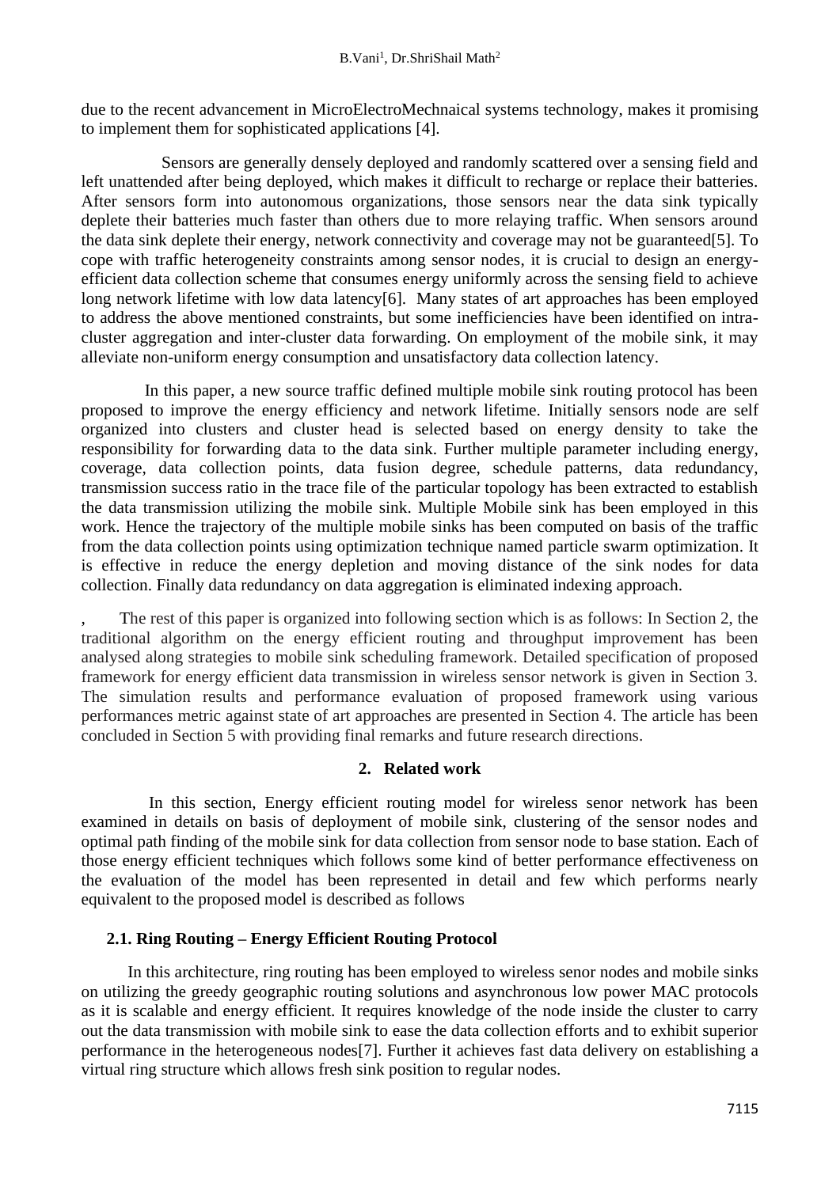due to the recent advancement in MicroElectroMechnaical systems technology, makes it promising to implement them for sophisticated applications [4].

Sensors are generally densely deployed and randomly scattered over a sensing field and left unattended after being deployed, which makes it difficult to recharge or replace their batteries. After sensors form into autonomous organizations, those sensors near the data sink typically deplete their batteries much faster than others due to more relaying traffic. When sensors around the data sink deplete their energy, network connectivity and coverage may not be guaranteed[5]. To cope with traffic heterogeneity constraints among sensor nodes, it is crucial to design an energy-efficient data collection scheme that consumes energy uniformly across the sensing field to achieve long network lifetime with low data latency[6]. Many states of art approaches has been employed to address the above mentioned constraints, but some inefficiencies have been identified on intra-cluster aggregation and inter-cluster data forwarding. On employment of the mobile sink, it may alleviate non-uniform energy consumption and unsatisfactory data collection latency.

In this paper, a new source traffic defined multiple mobile sink routing protocol has been proposed to improve the energy efficiency and network lifetime. Initially sensors node are self organized into clusters and cluster head is selected based on energy density to take the responsibility for forwarding data to the data sink. Further multiple parameter including energy, coverage, data collection points, data fusion degree, schedule patterns, data redundancy, transmission success ratio in the trace file of the particular topology has been extracted to establish the data transmission utilizing the mobile sink. Multiple Mobile sink has been employed in this work. Hence the trajectory of the multiple mobile sinks has been computed on basis of the traffic from the data collection points using optimization technique named particle swarm optimization. It is effective in reduce the energy depletion and moving distance of the sink nodes for data collection. Finally data redundancy on data aggregation is eliminated indexing approach.

, The rest of this paper is organized into following section which is as follows: In Section 2, the traditional algorithm on the energy efficient routing and throughput improvement has been analysed along strategies to mobile sink scheduling framework. Detailed specification of proposed framework for energy efficient data transmission in wireless sensor network is given in Section 3. The simulation results and performance evaluation of proposed framework using various performances metric against state of art approaches are presented in Section 4. The article has been concluded in Section 5 with providing final remarks and future research directions.

## 2. Related work

In this section, Energy efficient routing model for wireless senor network has been examined in details on basis of deployment of mobile sink, clustering of the sensor nodes and optimal path finding of the mobile sink for data collection from sensor node to base station. Each of those energy efficient techniques which follows some kind of better performance effectiveness on the evaluation of the model has been represented in detail and few which performs nearly equivalent to the proposed model is described as follows

### 2.1. Ring Routing – Energy Efficient Routing Protocol

In this architecture, ring routing has been employed to wireless senor nodes and mobile sinks on utilizing the greedy geographic routing solutions and asynchronous low power MAC protocols as it is scalable and energy efficient. It requires knowledge of the node inside the cluster to carry out the data transmission with mobile sink to ease the data collection efforts and to exhibit superior performance in the heterogeneous nodes[7]. Further it achieves fast data delivery on establishing a virtual ring structure which allows fresh sink position to regular nodes.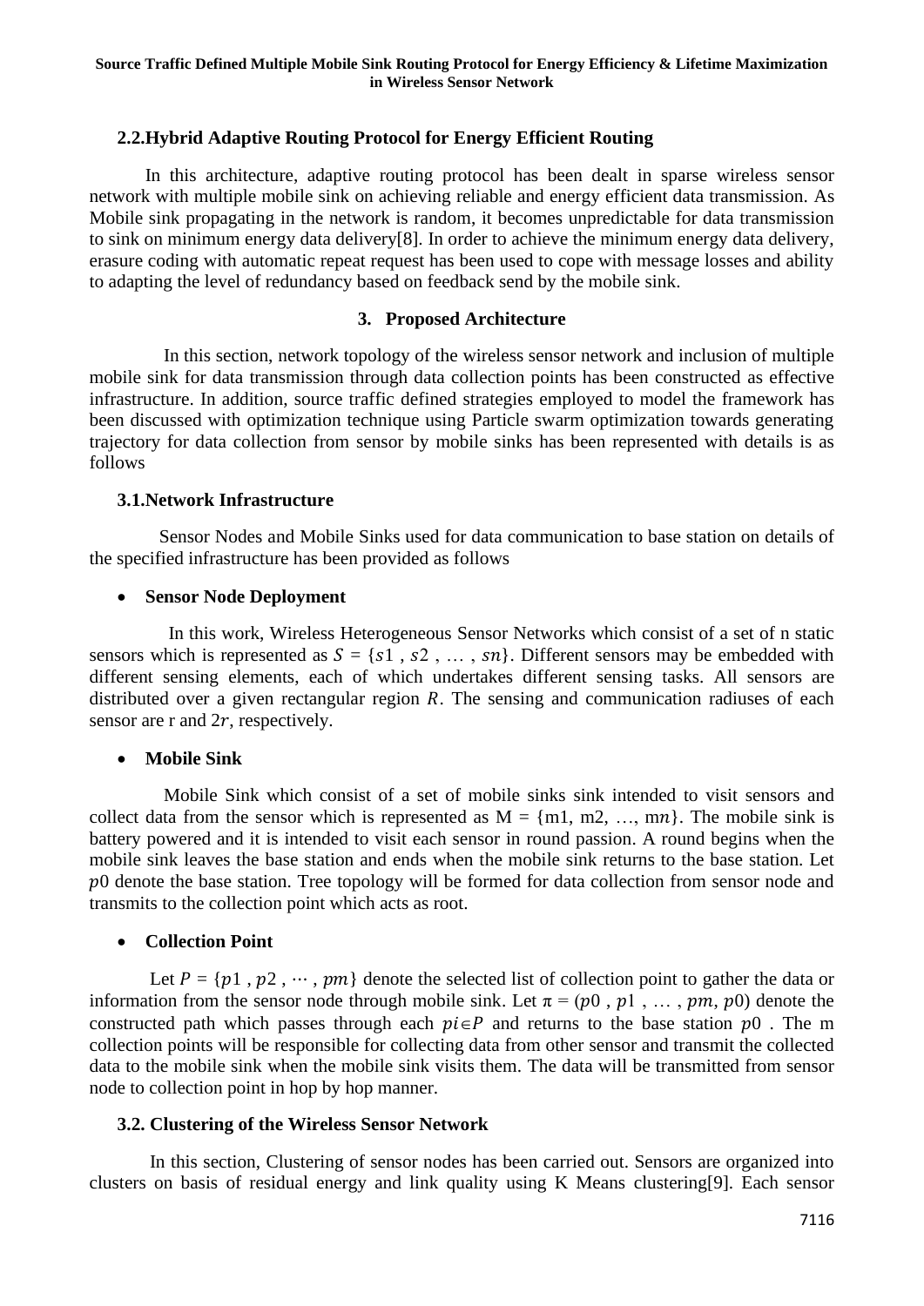### 2.2. Hybrid Adaptive Routing Protocol for Energy Efficient Routing

In this architecture, adaptive routing protocol has been dealt in sparse wireless sensor network with multiple mobile sink on achieving reliable and energy efficient data transmission. As Mobile sink propagating in the network is random, it becomes unpredictable for data transmission to sink on minimum energy data delivery[8]. In order to achieve the minimum energy data delivery, erasure coding with automatic repeat request has been used to cope with message losses and ability to adapting the level of redundancy based on feedback send by the mobile sink.

## 3. Proposed Architecture

In this section, network topology of the wireless sensor network and inclusion of multiple mobile sink for data transmission through data collection points has been constructed as effective infrastructure. In addition, source traffic defined strategies employed to model the framework has been discussed with optimization technique using Particle swarm optimization towards generating trajectory for data collection from sensor by mobile sinks has been represented with details is as follows

### 3.1. Network Infrastructure

Sensor Nodes and Mobile Sinks used for data communication to base station on details of the specified infrastructure has been provided as follows

- **Sensor Node Deployment**

In this work, Wireless Heterogeneous Sensor Networks which consist of a set of n static sensors which is represented as $S = \{s1 , s2 , \ldots , sn\}$. Different sensors may be embedded with different sensing elements, each of which undertakes different sensing tasks. All sensors are distributed over a given rectangular region $R$. The sensing and communication radiuses of each sensor are r and $2r$, respectively.

- **Mobile Sink**

Mobile Sink which consist of a set of mobile sinks sink intended to visit sensors and collect data from the sensor which is represented as M = {m1, m2, …, m$n$}. The mobile sink is battery powered and it is intended to visit each sensor in round passion. A round begins when the mobile sink leaves the base station and ends when the mobile sink returns to the base station. Let $p0$ denote the base station. Tree topology will be formed for data collection from sensor node and transmits to the collection point which acts as root.

- **Collection Point**

Let $P = \{p1 , p2 , \cdots , pm\}$ denote the selected list of collection point to gather the data or information from the sensor node through mobile sink. Let $\pi = (p0 , p1 , \ldots , pm, p0)$ denote the constructed path which passes through each $pi \in P$ and returns to the base station $p0$ . The m collection points will be responsible for collecting data from other sensor and transmit the collected data to the mobile sink when the mobile sink visits them. The data will be transmitted from sensor node to collection point in hop by hop manner.

### 3.2. Clustering of the Wireless Sensor Network

In this section, Clustering of sensor nodes has been carried out. Sensors are organized into clusters on basis of residual energy and link quality using K Means clustering[9]. Each sensor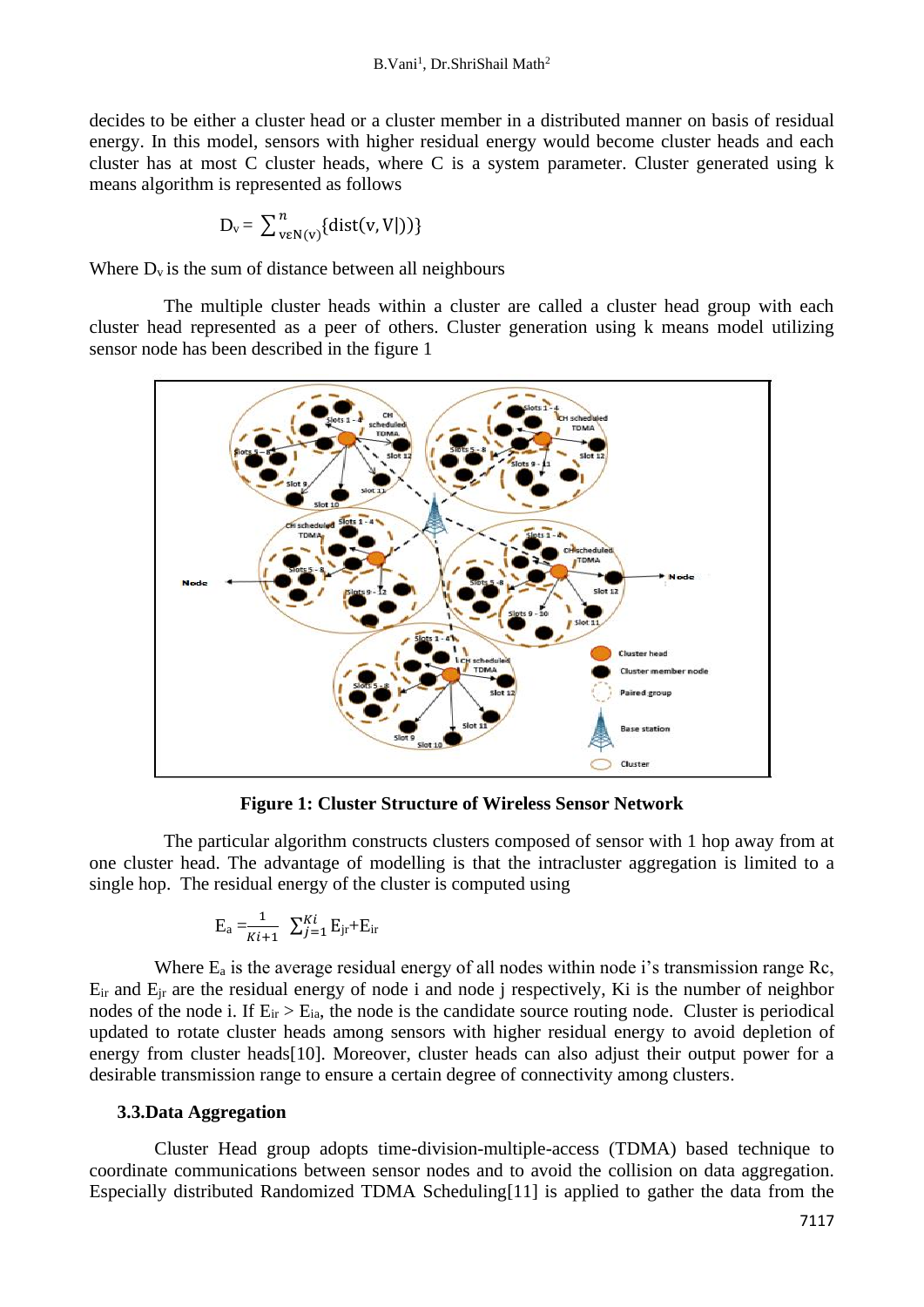decides to be either a cluster head or a cluster member in a distributed manner on basis of residual energy. In this model, sensors with higher residual energy would become cluster heads and each cluster has at most C cluster heads, where C is a system parameter. Cluster generated using k means algorithm is represented as follows

$$D_v = \sum_{v \varepsilon N(v)}^{n} \{\text{dist}(v, V|))\}$$

Where $D_v$ is the sum of distance between all neighbours

The multiple cluster heads within a cluster are called a cluster head group with each cluster head represented as a peer of others. Cluster generation using k means model utilizing sensor node has been described in the figure 1

**Figure 1: Cluster Structure of Wireless Sensor Network**

The particular algorithm constructs clusters composed of sensor with 1 hop away from at one cluster head. The advantage of modelling is that the intracluster aggregation is limited to a single hop. The residual energy of the cluster is computed using

$$E_a = \frac{1}{Ki+1} \sum_{j=1}^{Ki} E_{jr} + E_{ir}$$

Where $E_a$ is the average residual energy of all nodes within node i's transmission range Rc, $E_{ir}$ and $E_{jr}$ are the residual energy of node i and node j respectively, Ki is the number of neighbor nodes of the node i. If $E_{ir} > E_{ia}$, the node is the candidate source routing node. Cluster is periodical updated to rotate cluster heads among sensors with higher residual energy to avoid depletion of energy from cluster heads[10]. Moreover, cluster heads can also adjust their output power for a desirable transmission range to ensure a certain degree of connectivity among clusters.

### 3.3.Data Aggregation

Cluster Head group adopts time-division-multiple-access (TDMA) based technique to coordinate communications between sensor nodes and to avoid the collision on data aggregation. Especially distributed Randomized TDMA Scheduling[11] is applied to gather the data from the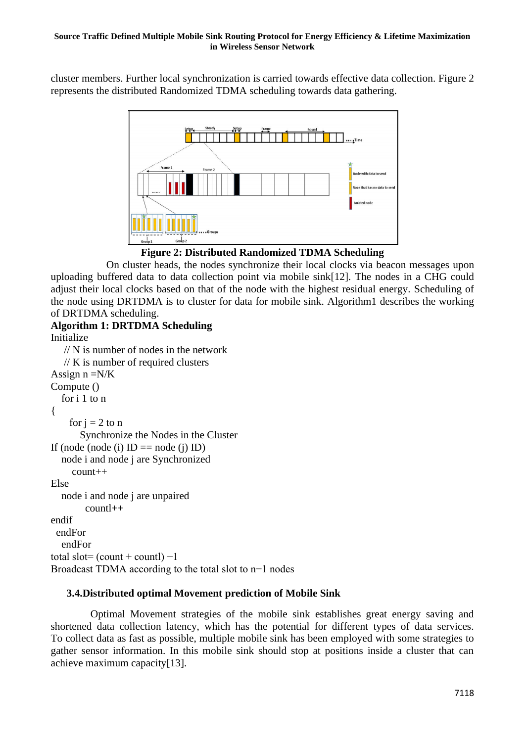cluster members. Further local synchronization is carried towards effective data collection. Figure 2 represents the distributed Randomized TDMA scheduling towards data gathering.

**Figure 2: Distributed Randomized TDMA Scheduling**

On cluster heads, the nodes synchronize their local clocks via beacon messages upon uploading buffered data to data collection point via mobile sink[12]. The nodes in a CHG could adjust their local clocks based on that of the node with the highest residual energy. Scheduling of the node using DRTDMA is to cluster for data for mobile sink. Algorithm1 describes the working of DRTDMA scheduling.

**Algorithm 1: DRTDMA Scheduling**

```
Initialize
    // N is number of nodes in the network
    // K is number of required clusters
Assign n =N/K
Compute ()
   for i 1 to n
{
     for j = 2 to n
        Synchronize the Nodes in the Cluster
If (node (node (i) ID == node (j) ID)
   node i and node j are Synchronized
      count++
Else
   node i and node j are unpaired
         countl++
endif
  endFor
   endFor
total slot= (count + countl) −1
Broadcast TDMA according to the total slot to n−1 nodes
```

### 3.4.Distributed optimal Movement prediction of Mobile Sink

Optimal Movement strategies of the mobile sink establishes great energy saving and shortened data collection latency, which has the potential for different types of data services. To collect data as fast as possible, multiple mobile sink has been employed with some strategies to gather sensor information. In this mobile sink should stop at positions inside a cluster that can achieve maximum capacity[13].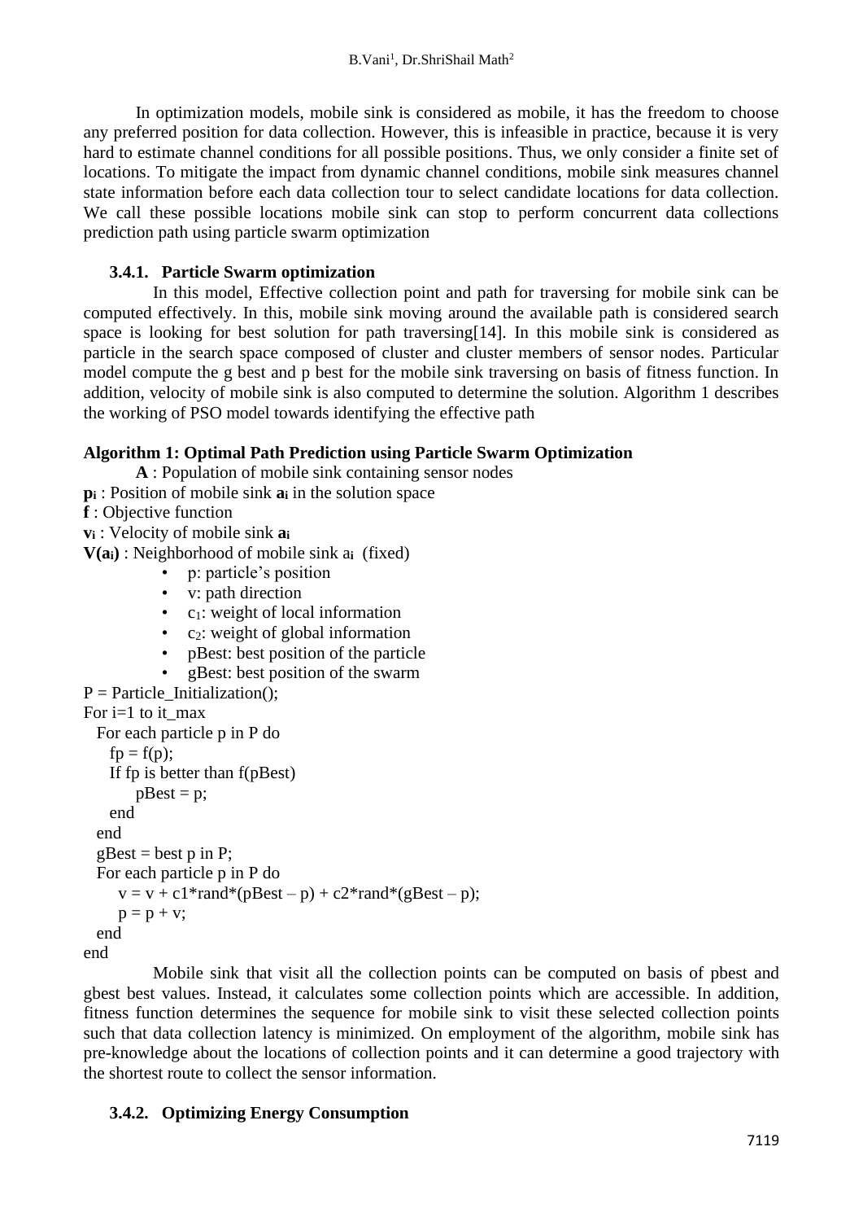In optimization models, mobile sink is considered as mobile, it has the freedom to choose any preferred position for data collection. However, this is infeasible in practice, because it is very hard to estimate channel conditions for all possible positions. Thus, we only consider a finite set of locations. To mitigate the impact from dynamic channel conditions, mobile sink measures channel state information before each data collection tour to select candidate locations for data collection. We call these possible locations mobile sink can stop to perform concurrent data collections prediction path using particle swarm optimization

### 3.4.1. Particle Swarm optimization

In this model, Effective collection point and path for traversing for mobile sink can be computed effectively. In this, mobile sink moving around the available path is considered search space is looking for best solution for path traversing[14]. In this mobile sink is considered as particle in the search space composed of cluster and cluster members of sensor nodes. Particular model compute the g best and p best for the mobile sink traversing on basis of fitness function. In addition, velocity of mobile sink is also computed to determine the solution. Algorithm 1 describes the working of PSO model towards identifying the effective path

**Algorithm 1: Optimal Path Prediction using Particle Swarm Optimization**

**A** : Population of mobile sink containing sensor nodes

**$p_i$** : Position of mobile sink **$a_i$** in the solution space

**f** : Objective function

**$v_i$** : Velocity of mobile sink **$a_i$**

**$V(a_i)$** : Neighborhood of mobile sink $a_i$ (fixed)

- p: particle's position
- v: path direction
- $c_1$: weight of local information
- $c_2$: weight of global information
- pBest: best position of the particle
- gBest: best position of the swarm

```
P = Particle_Initialization();
For i=1 to it_max
  For each particle p in P do
    fp = f(p);
    If fp is better than f(pBest)
        pBest = p;
    end
  end
  gBest = best p in P;
  For each particle p in P do
     v = v + c1*rand*(pBest – p) + c2*rand*(gBest – p);
     p = p + v;
  end
end
```

Mobile sink that visit all the collection points can be computed on basis of pbest and gbest best values. Instead, it calculates some collection points which are accessible. In addition, fitness function determines the sequence for mobile sink to visit these selected collection points such that data collection latency is minimized. On employment of the algorithm, mobile sink has pre-knowledge about the locations of collection points and it can determine a good trajectory with the shortest route to collect the sensor information.

### 3.4.2. Optimizing Energy Consumption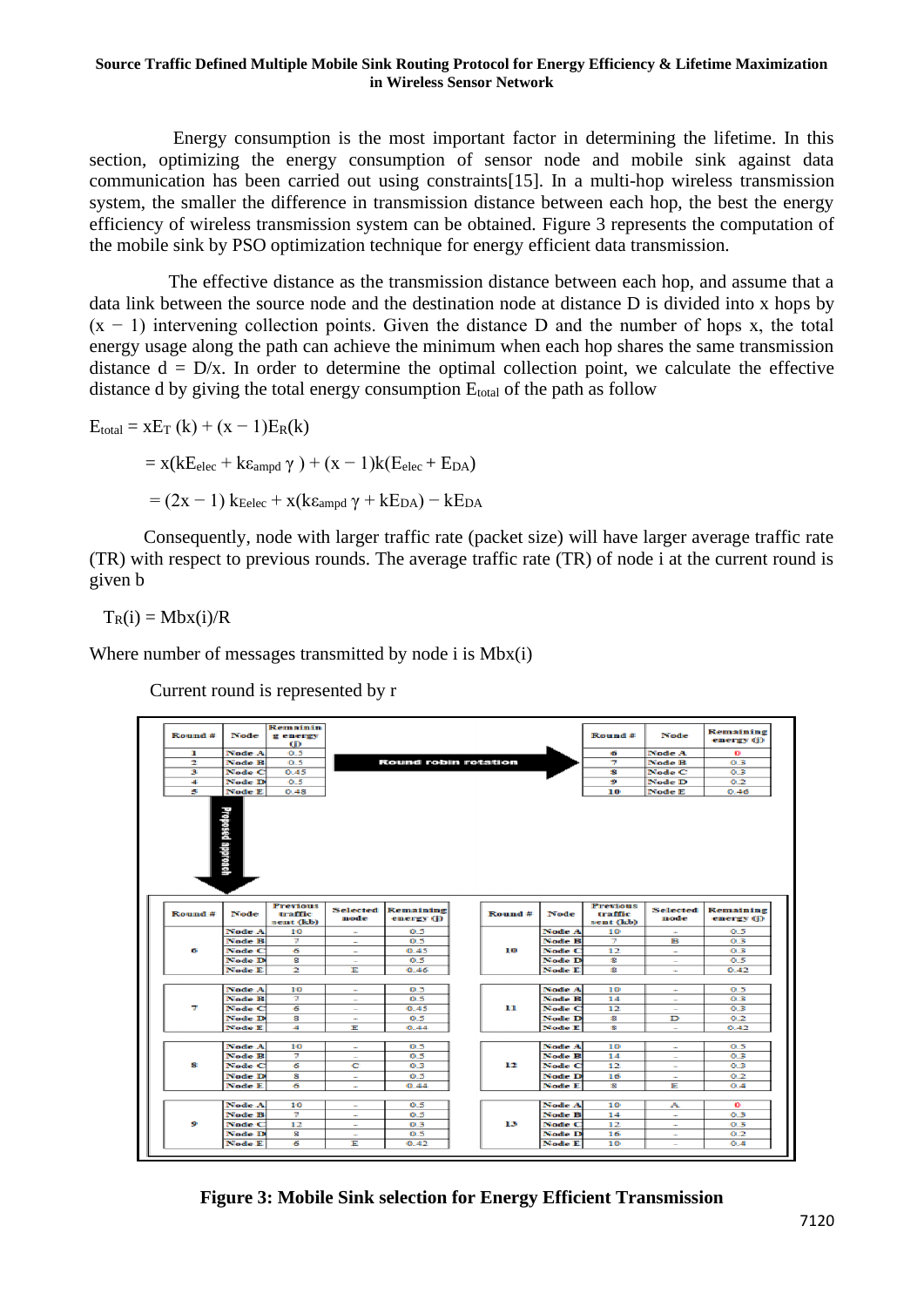Energy consumption is the most important factor in determining the lifetime. In this section, optimizing the energy consumption of sensor node and mobile sink against data communication has been carried out using constraints[15]. In a multi-hop wireless transmission system, the smaller the difference in transmission distance between each hop, the best the energy efficiency of wireless transmission system can be obtained. Figure 3 represents the computation of the mobile sink by PSO optimization technique for energy efficient data transmission.

The effective distance as the transmission distance between each hop, and assume that a data link between the source node and the destination node at distance D is divided into x hops by $(x - 1)$ intervening collection points. Given the distance D and the number of hops x, the total energy usage along the path can achieve the minimum when each hop shares the same transmission distance $d = D/x$. In order to determine the optimal collection point, we calculate the effective distance d by giving the total energy consumption $E_{total}$ of the path as follow

$$E_{total} = xE_T(k) + (x - 1)E_R(k)$$

$$= x(kE_{elec} + k\varepsilon_{ampd}\gamma) + (x - 1)k(E_{elec} + E_{DA})$$

$$= (2x - 1)kE_{elec} + x(k\varepsilon_{ampd}\gamma + kE_{DA}) - kE_{DA}$$

Consequently, node with larger traffic rate (packet size) will have larger average traffic rate (TR) with respect to previous rounds. The average traffic rate (TR) of node i at the current round is given b

$$T_R(i) = Mbx(i)/R$$

Where number of messages transmitted by node i is Mbx(i)

Current round is represented by r

| Round # | Node | Remaining energy (J) |
|---|---|---|
| 1 | Node A | 0.5 |
| 2 | Node B | 0.5 |
| 3 | Node C | 0.45 |
| 4 | Node D | 0.5 |
| 5 | Node E | 0.48 |

Round robin rotation

| Round # | Node | Remaining energy (J) |
|---|---|---|
| 6 | Node A | 0 |
| 7 | Node B | 0.5 |
| 8 | Node C | 0.3 |
| 9 | Node D | 0.2 |
| 10 | Node E | 0.46 |

Proposed approach

| Round # | Node | Previous traffic sent (kb) | Selected node | Remaining energy (J) |
|---|---|---|---|---|
| 6 | Node A | 10 | – | 0.5 |
| | Node B | 7 | – | 0.5 |
| | Node C | 6 | – | 0.45 |
| | Node D | 8 | – | 0.5 |
| | Node E | 2 | E | 0.46 |
| 7 | Node A | 10 | – | 0.5 |
| | Node B | 7 | – | 0.5 |
| | Node C | 6 | – | 0.45 |
| | Node D | 8 | – | 0.5 |
| | Node E | 4 | E | 0.44 |
| 8 | Node A | 10 | – | 0.5 |
| | Node B | 7 | – | 0.5 |
| | Node C | 6 | C | 0.3 |
| | Node D | 8 | – | 0.5 |
| | Node E | 6 | – | 0.44 |
| 9 | Node A | 10 | – | 0.5 |
| | Node B | 7 | – | 0.5 |
| | Node C | 12 | – | 0.3 |
| | Node D | 8 | – | 0.5 |
| | Node E | 6 | E | 0.42 |

| Round # | Node | Previous traffic sent (kb) | Selected node | Remaining energy (J) |
|---|---|---|---|---|
| 10 | Node A | 10 | – | 0.5 |
| | Node B | 7 | B | 0.5 |
| | Node C | 12 | – | 0.3 |
| | Node D | 8 | – | 0.5 |
| | Node E | 8 | – | 0.42 |
| 11 | Node A | 10 | – | 0.5 |
| | Node B | 14 | – | 0.3 |
| | Node C | 12 | – | 0.3 |
| | Node D | 8 | D | 0.2 |
| | Node E | 8 | – | 0.42 |
| 12 | Node A | 10 | – | 0.5 |
| | Node B | 14 | – | 0.3 |
| | Node C | 12 | – | 0.3 |
| | Node D | 16 | – | 0.2 |
| | Node E | 8 | E | 0.4 |
| 13 | Node A | 10 | A | 0 |
| | Node B | 14 | – | 0.3 |
| | Node C | 12 | – | 0.3 |
| | Node D | 16 | – | 0.2 |
| | Node E | 10 | – | 0.4 |

**Figure 3: Mobile Sink selection for Energy Efficient Transmission**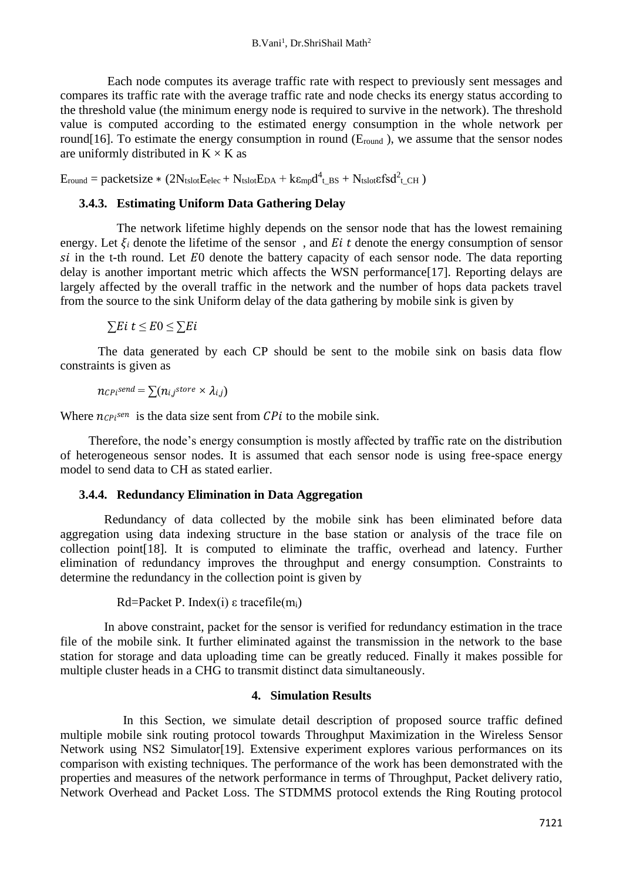Each node computes its average traffic rate with respect to previously sent messages and compares its traffic rate with the average traffic rate and node checks its energy status according to the threshold value (the minimum energy node is required to survive in the network). The threshold value is computed according to the estimated energy consumption in the whole network per round[16]. To estimate the energy consumption in round ($E_{round}$ ), we assume that the sensor nodes are uniformly distributed in K × K as

$$E_{round} = \text{packetsize} * (2N_{tslot}E_{elec} + N_{tslot}E_{DA} + k\varepsilon_{mp}d^4_{t\_BS} + N_{tslot}\varepsilon fsd^2_{t\_CH})$$

### 3.4.3. Estimating Uniform Data Gathering Delay

The network lifetime highly depends on the sensor node that has the lowest remaining energy. Let $\xi_i$ denote the lifetime of the sensor , and $Ei\ t$ denote the energy consumption of sensor $si$ in the t-th round. Let $E0$ denote the battery capacity of each sensor node. The data reporting delay is another important metric which affects the WSN performance[17]. Reporting delays are largely affected by the overall traffic in the network and the number of hops data packets travel from the source to the sink Uniform delay of the data gathering by mobile sink is given by

$$\sum Ei\ t \leq E0 \leq \sum Ei$$

The data generated by each CP should be sent to the mobile sink on basis data flow constraints is given as

$$n_{CPi}{}^{send} = \sum(n_{i,j}{}^{store} \times \lambda_{i,j})$$

Where $n_{CPi}{}^{sen}$ is the data size sent from $CPi$ to the mobile sink.

Therefore, the node's energy consumption is mostly affected by traffic rate on the distribution of heterogeneous sensor nodes. It is assumed that each sensor node is using free-space energy model to send data to CH as stated earlier.

### 3.4.4. Redundancy Elimination in Data Aggregation

Redundancy of data collected by the mobile sink has been eliminated before data aggregation using data indexing structure in the base station or analysis of the trace file on collection point[18]. It is computed to eliminate the traffic, overhead and latency. Further elimination of redundancy improves the throughput and energy consumption. Constraints to determine the redundancy in the collection point is given by

$$Rd = \text{Packet P. Index}(i)\ \varepsilon\ \text{tracefile}(m_i)$$

In above constraint, packet for the sensor is verified for redundancy estimation in the trace file of the mobile sink. It further eliminated against the transmission in the network to the base station for storage and data uploading time can be greatly reduced. Finally it makes possible for multiple cluster heads in a CHG to transmit distinct data simultaneously.

## 4. Simulation Results

In this Section, we simulate detail description of proposed source traffic defined multiple mobile sink routing protocol towards Throughput Maximization in the Wireless Sensor Network using NS2 Simulator[19]. Extensive experiment explores various performances on its comparison with existing techniques. The performance of the work has been demonstrated with the properties and measures of the network performance in terms of Throughput, Packet delivery ratio, Network Overhead and Packet Loss. The STDMMS protocol extends the Ring Routing protocol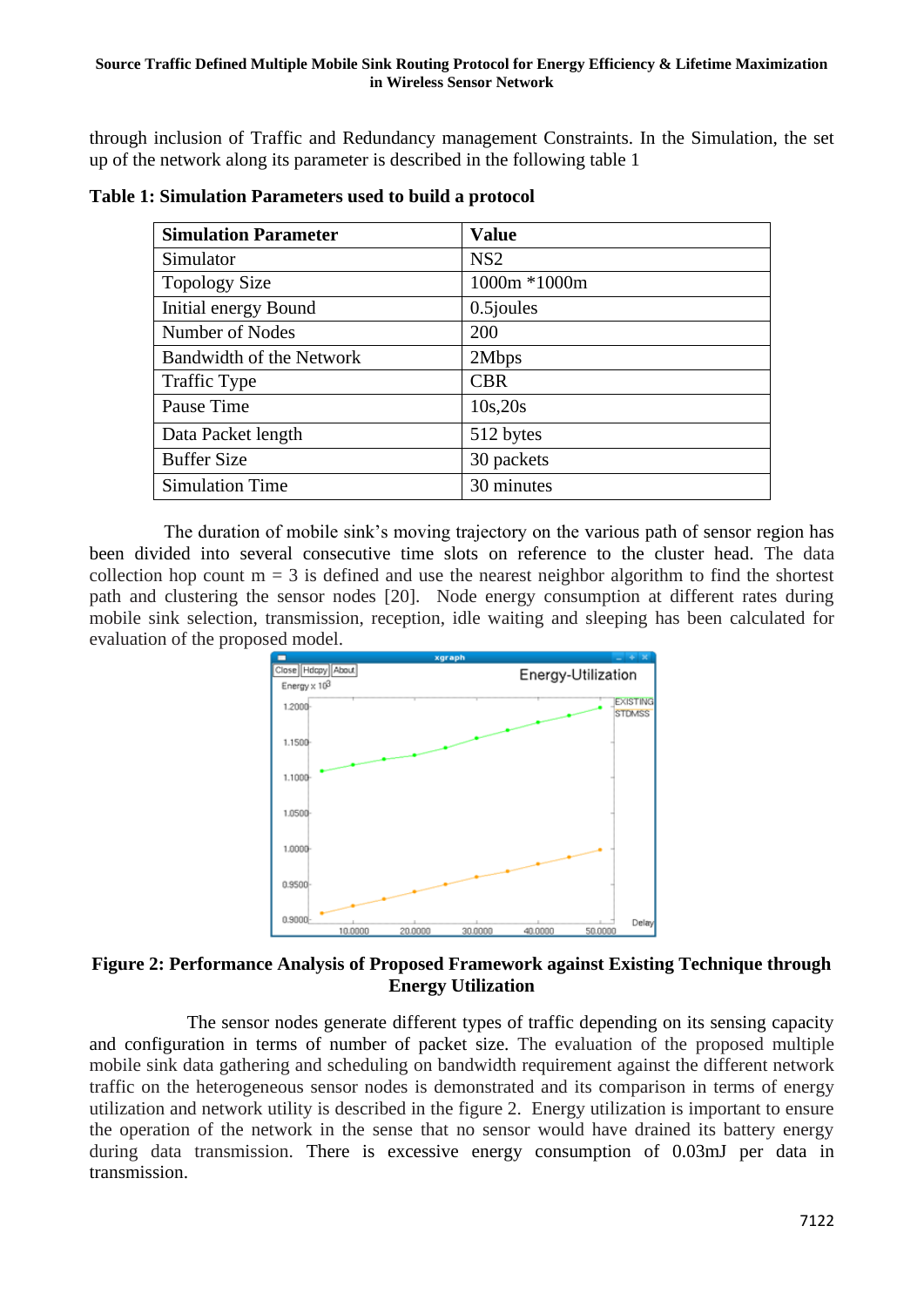through inclusion of Traffic and Redundancy management Constraints. In the Simulation, the set up of the network along its parameter is described in the following table 1

**Table 1: Simulation Parameters used to build a protocol**

| Simulation Parameter | Value |
|---|---|
| Simulator | NS2 |
| Topology Size | 1000m *1000m |
| Initial energy Bound | 0.5joules |
| Number of Nodes | 200 |
| Bandwidth of the Network | 2Mbps |
| Traffic Type | CBR |
| Pause Time | 10s,20s |
| Data Packet length | 512 bytes |
| Buffer Size | 30 packets |
| Simulation Time | 30 minutes |

The duration of mobile sink's moving trajectory on the various path of sensor region has been divided into several consecutive time slots on reference to the cluster head. The data collection hop count m = 3 is defined and use the nearest neighbor algorithm to find the shortest path and clustering the sensor nodes [20]. Node energy consumption at different rates during mobile sink selection, transmission, reception, idle waiting and sleeping has been calculated for evaluation of the proposed model.

**Figure 2: Performance Analysis of Proposed Framework against Existing Technique through Energy Utilization**

The sensor nodes generate different types of traffic depending on its sensing capacity and configuration in terms of number of packet size. The evaluation of the proposed multiple mobile sink data gathering and scheduling on bandwidth requirement against the different network traffic on the heterogeneous sensor nodes is demonstrated and its comparison in terms of energy utilization and network utility is described in the figure 2. Energy utilization is important to ensure the operation of the network in the sense that no sensor would have drained its battery energy during data transmission. There is excessive energy consumption of 0.03mJ per data in transmission.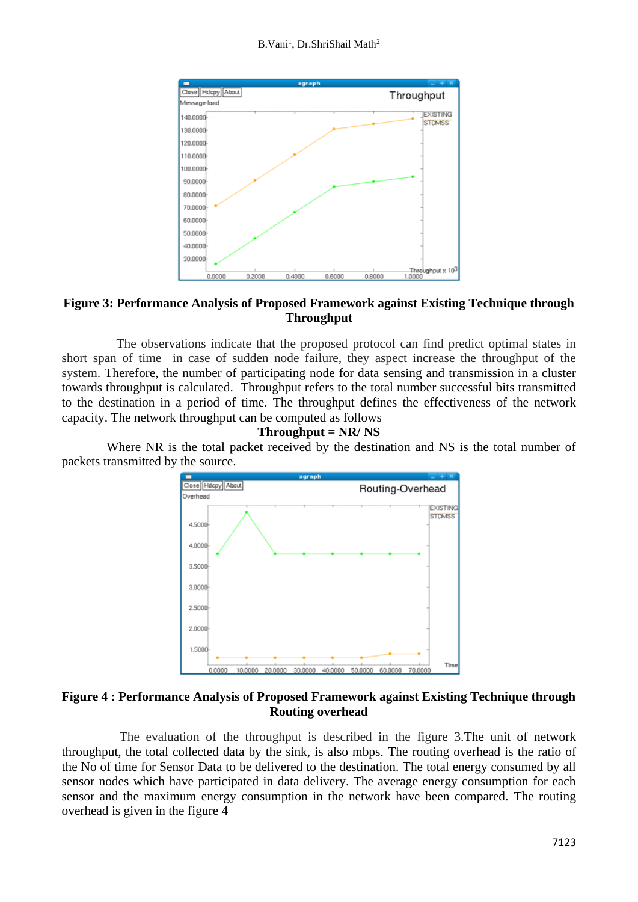**Figure 3: Performance Analysis of Proposed Framework against Existing Technique through Throughput**

The observations indicate that the proposed protocol can find predict optimal states in short span of time in case of sudden node failure, they aspect increase the throughput of the system. Therefore, the number of participating node for data sensing and transmission in a cluster towards throughput is calculated. Throughput refers to the total number successful bits transmitted to the destination in a period of time. The throughput defines the effectiveness of the network capacity. The network throughput can be computed as follows

**Throughput = NR/ NS**

Where NR is the total packet received by the destination and NS is the total number of packets transmitted by the source.

**Figure 4 : Performance Analysis of Proposed Framework against Existing Technique through Routing overhead**

The evaluation of the throughput is described in the figure 3.The unit of network throughput, the total collected data by the sink, is also mbps. The routing overhead is the ratio of the No of time for Sensor Data to be delivered to the destination. The total energy consumed by all sensor nodes which have participated in data delivery. The average energy consumption for each sensor and the maximum energy consumption in the network have been compared. The routing overhead is given in the figure 4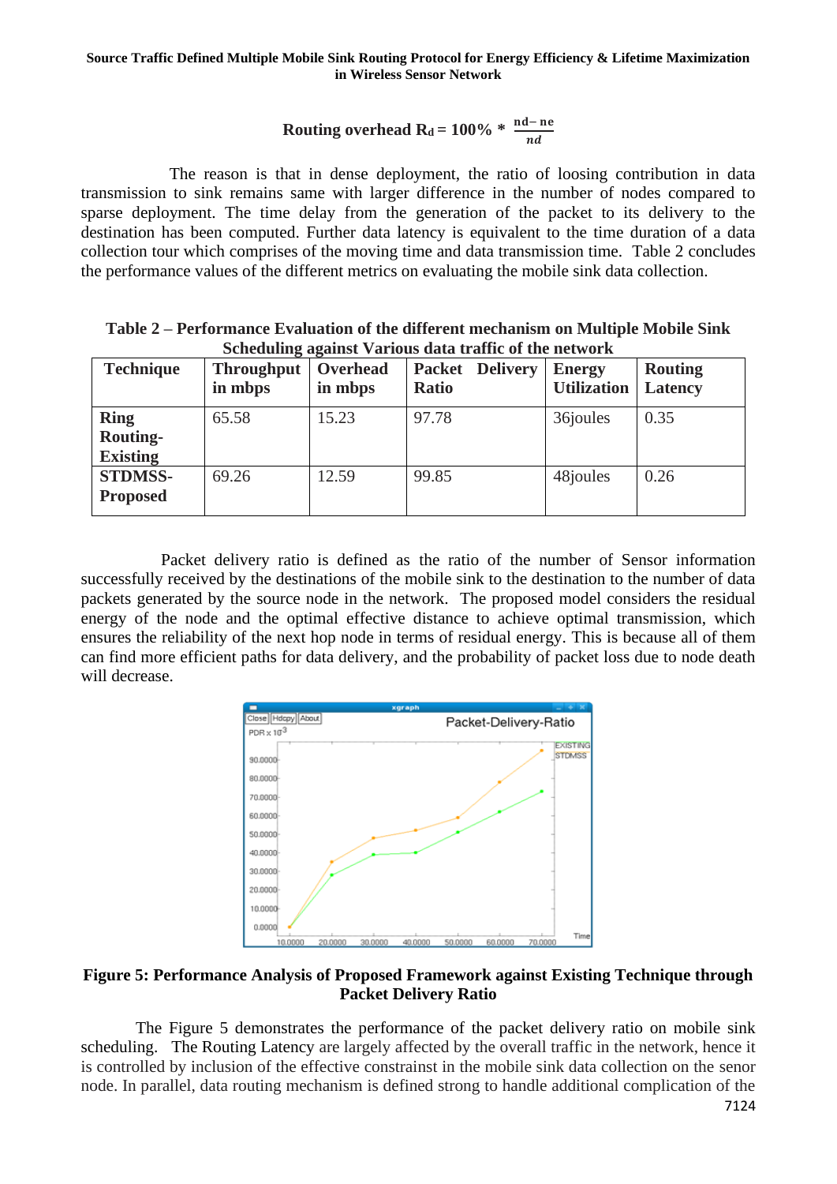$$\text{Routing overhead } R_d = 100\% * \frac{nd - ne}{nd}$$

The reason is that in dense deployment, the ratio of loosing contribution in data transmission to sink remains same with larger difference in the number of nodes compared to sparse deployment. The time delay from the generation of the packet to its delivery to the destination has been computed. Further data latency is equivalent to the time duration of a data collection tour which comprises of the moving time and data transmission time. Table 2 concludes the performance values of the different metrics on evaluating the mobile sink data collection.

**Table 2 – Performance Evaluation of the different mechanism on Multiple Mobile Sink Scheduling against Various data traffic of the network**

| Technique | Throughput in mbps | Overhead in mbps | Packet Delivery Ratio | Energy Utilization | Routing Latency |
|---|---|---|---|---|---|
| **Ring Routing-Existing** | 65.58 | 15.23 | 97.78 | 36joules | 0.35 |
| **STDMSS-Proposed** | 69.26 | 12.59 | 99.85 | 48joules | 0.26 |

Packet delivery ratio is defined as the ratio of the number of Sensor information successfully received by the destinations of the mobile sink to the destination to the number of data packets generated by the source node in the network. The proposed model considers the residual energy of the node and the optimal effective distance to achieve optimal transmission, which ensures the reliability of the next hop node in terms of residual energy. This is because all of them can find more efficient paths for data delivery, and the probability of packet loss due to node death will decrease.

**Figure 5: Performance Analysis of Proposed Framework against Existing Technique through Packet Delivery Ratio**

The Figure 5 demonstrates the performance of the packet delivery ratio on mobile sink scheduling. The Routing Latency are largely affected by the overall traffic in the network, hence it is controlled by inclusion of the effective constrainst in the mobile sink data collection on the senor node. In parallel, data routing mechanism is defined strong to handle additional complication of the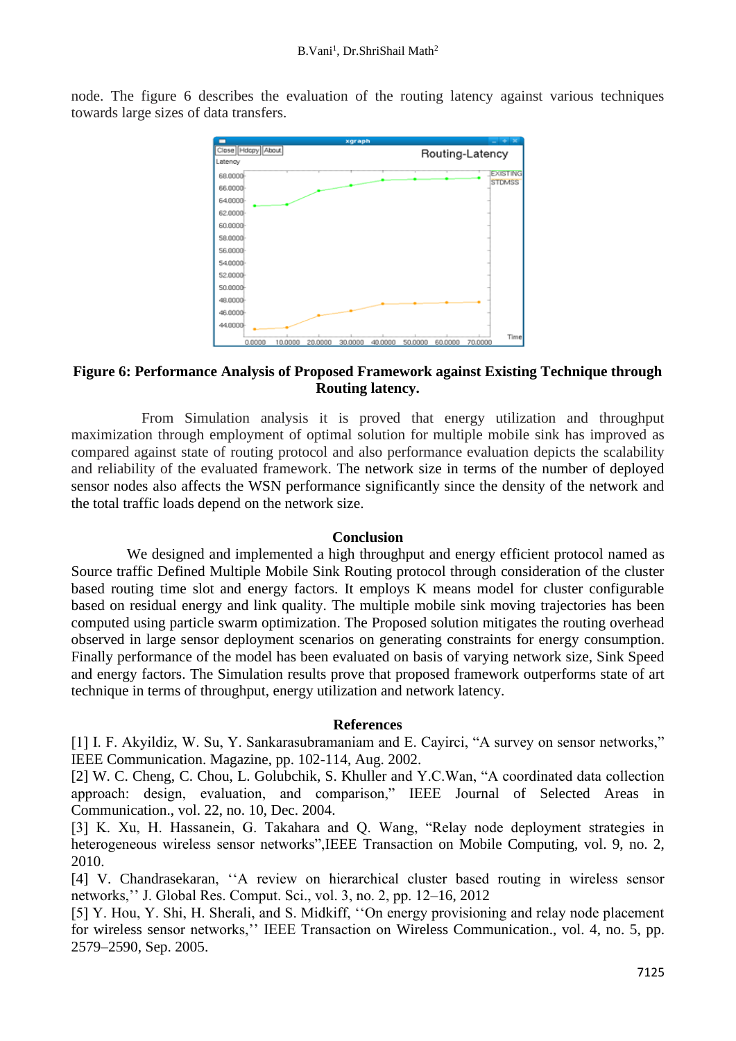node. The figure 6 describes the evaluation of the routing latency against various techniques towards large sizes of data transfers.

**Figure 6: Performance Analysis of Proposed Framework against Existing Technique through Routing latency.**

From Simulation analysis it is proved that energy utilization and throughput maximization through employment of optimal solution for multiple mobile sink has improved as compared against state of routing protocol and also performance evaluation depicts the scalability and reliability of the evaluated framework. The network size in terms of the number of deployed sensor nodes also affects the WSN performance significantly since the density of the network and the total traffic loads depend on the network size.

## Conclusion

We designed and implemented a high throughput and energy efficient protocol named as Source traffic Defined Multiple Mobile Sink Routing protocol through consideration of the cluster based routing time slot and energy factors. It employs K means model for cluster configurable based on residual energy and link quality. The multiple mobile sink moving trajectories has been computed using particle swarm optimization. The Proposed solution mitigates the routing overhead observed in large sensor deployment scenarios on generating constraints for energy consumption. Finally performance of the model has been evaluated on basis of varying network size, Sink Speed and energy factors. The Simulation results prove that proposed framework outperforms state of art technique in terms of throughput, energy utilization and network latency.

## References

[1] I. F. Akyildiz, W. Su, Y. Sankarasubramaniam and E. Cayirci, "A survey on sensor networks," IEEE Communication. Magazine, pp. 102-114, Aug. 2002.

[2] W. C. Cheng, C. Chou, L. Golubchik, S. Khuller and Y.C.Wan, "A coordinated data collection approach: design, evaluation, and comparison," IEEE Journal of Selected Areas in Communication., vol. 22, no. 10, Dec. 2004.

[3] K. Xu, H. Hassanein, G. Takahara and Q. Wang, "Relay node deployment strategies in heterogeneous wireless sensor networks",IEEE Transaction on Mobile Computing, vol. 9, no. 2, 2010.

[4] V. Chandrasekaran, ''A review on hierarchical cluster based routing in wireless sensor networks,'' J. Global Res. Comput. Sci., vol. 3, no. 2, pp. 12–16, 2012

[5] Y. Hou, Y. Shi, H. Sherali, and S. Midkiff, ''On energy provisioning and relay node placement for wireless sensor networks,'' IEEE Transaction on Wireless Communication., vol. 4, no. 5, pp. 2579–2590, Sep. 2005.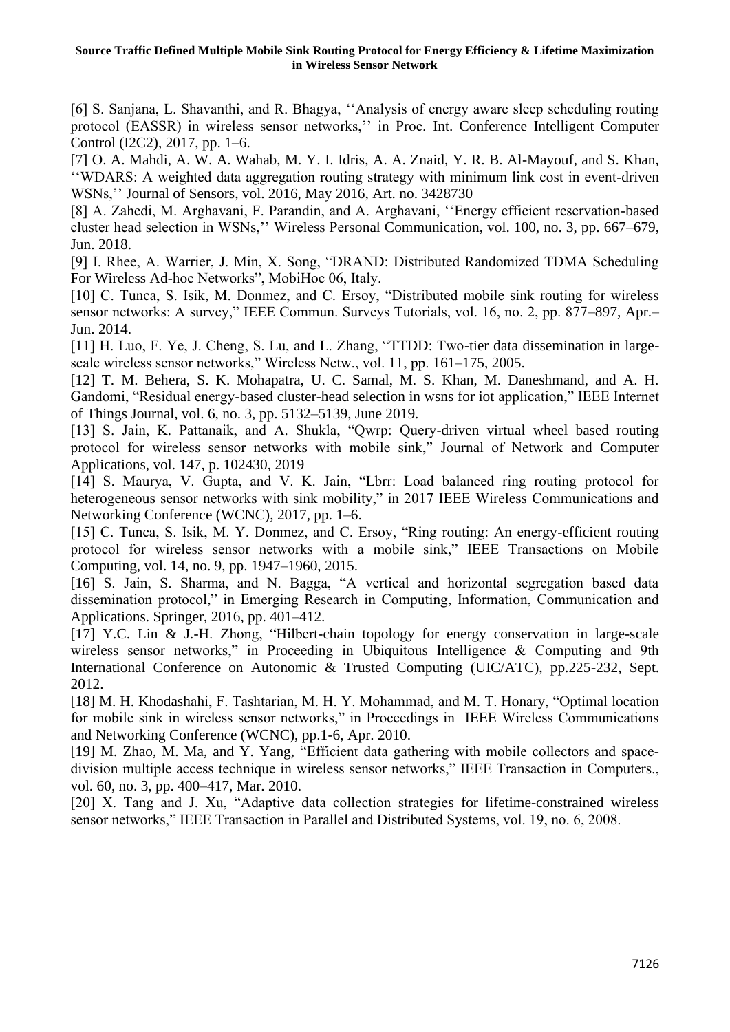[6] S. Sanjana, L. Shavanthi, and R. Bhagya, ''Analysis of energy aware sleep scheduling routing protocol (EASSR) in wireless sensor networks,'' in Proc. Int. Conference Intelligent Computer Control (I2C2), 2017, pp. 1–6.

[7] O. A. Mahdi, A. W. A. Wahab, M. Y. I. Idris, A. A. Znaid, Y. R. B. Al-Mayouf, and S. Khan, ''WDARS: A weighted data aggregation routing strategy with minimum link cost in event-driven WSNs,'' Journal of Sensors, vol. 2016, May 2016, Art. no. 3428730

[8] A. Zahedi, M. Arghavani, F. Parandin, and A. Arghavani, ''Energy efficient reservation-based cluster head selection in WSNs,'' Wireless Personal Communication, vol. 100, no. 3, pp. 667–679, Jun. 2018.

[9] I. Rhee, A. Warrier, J. Min, X. Song, "DRAND: Distributed Randomized TDMA Scheduling For Wireless Ad-hoc Networks", MobiHoc 06, Italy.

[10] C. Tunca, S. Isik, M. Donmez, and C. Ersoy, "Distributed mobile sink routing for wireless sensor networks: A survey," IEEE Commun. Surveys Tutorials, vol. 16, no. 2, pp. 877–897, Apr.–Jun. 2014.

[11] H. Luo, F. Ye, J. Cheng, S. Lu, and L. Zhang, "TTDD: Two-tier data dissemination in large-scale wireless sensor networks," Wireless Netw., vol. 11, pp. 161–175, 2005.

[12] T. M. Behera, S. K. Mohapatra, U. C. Samal, M. S. Khan, M. Daneshmand, and A. H. Gandomi, "Residual energy-based cluster-head selection in wsns for iot application," IEEE Internet of Things Journal, vol. 6, no. 3, pp. 5132–5139, June 2019.

[13] S. Jain, K. Pattanaik, and A. Shukla, "Qwrp: Query-driven virtual wheel based routing protocol for wireless sensor networks with mobile sink," Journal of Network and Computer Applications, vol. 147, p. 102430, 2019

[14] S. Maurya, V. Gupta, and V. K. Jain, "Lbrr: Load balanced ring routing protocol for heterogeneous sensor networks with sink mobility," in 2017 IEEE Wireless Communications and Networking Conference (WCNC), 2017, pp. 1–6.

[15] C. Tunca, S. Isik, M. Y. Donmez, and C. Ersoy, "Ring routing: An energy-efficient routing protocol for wireless sensor networks with a mobile sink," IEEE Transactions on Mobile Computing, vol. 14, no. 9, pp. 1947–1960, 2015.

[16] S. Jain, S. Sharma, and N. Bagga, "A vertical and horizontal segregation based data dissemination protocol," in Emerging Research in Computing, Information, Communication and Applications. Springer, 2016, pp. 401–412.

[17] Y.C. Lin & J.-H. Zhong, "Hilbert-chain topology for energy conservation in large-scale wireless sensor networks," in Proceeding in Ubiquitous Intelligence & Computing and 9th International Conference on Autonomic & Trusted Computing (UIC/ATC), pp.225-232, Sept. 2012.

[18] M. H. Khodashahi, F. Tashtarian, M. H. Y. Mohammad, and M. T. Honary, "Optimal location for mobile sink in wireless sensor networks," in Proceedings in IEEE Wireless Communications and Networking Conference (WCNC), pp.1-6, Apr. 2010.

[19] M. Zhao, M. Ma, and Y. Yang, "Efficient data gathering with mobile collectors and space-division multiple access technique in wireless sensor networks," IEEE Transaction in Computers., vol. 60, no. 3, pp. 400–417, Mar. 2010.

[20] X. Tang and J. Xu, "Adaptive data collection strategies for lifetime-constrained wireless sensor networks," IEEE Transaction in Parallel and Distributed Systems, vol. 19, no. 6, 2008.